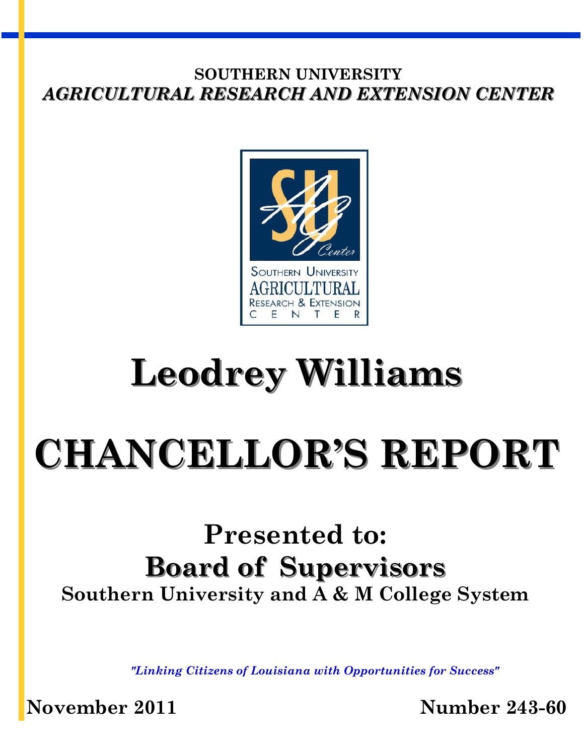**SOUTHERN UNIVERSITY**

***AGRICULTURAL RESEARCH AND EXTENSION CENTER***

# Leodrey Williams

# CHANCELLOR'S REPORT

## Presented to:

## Board of Supervisors

**Southern University and A & M College System**

*"Linking Citizens of Louisiana with Opportunities for Success"*

**November 2011** **Number 243-60**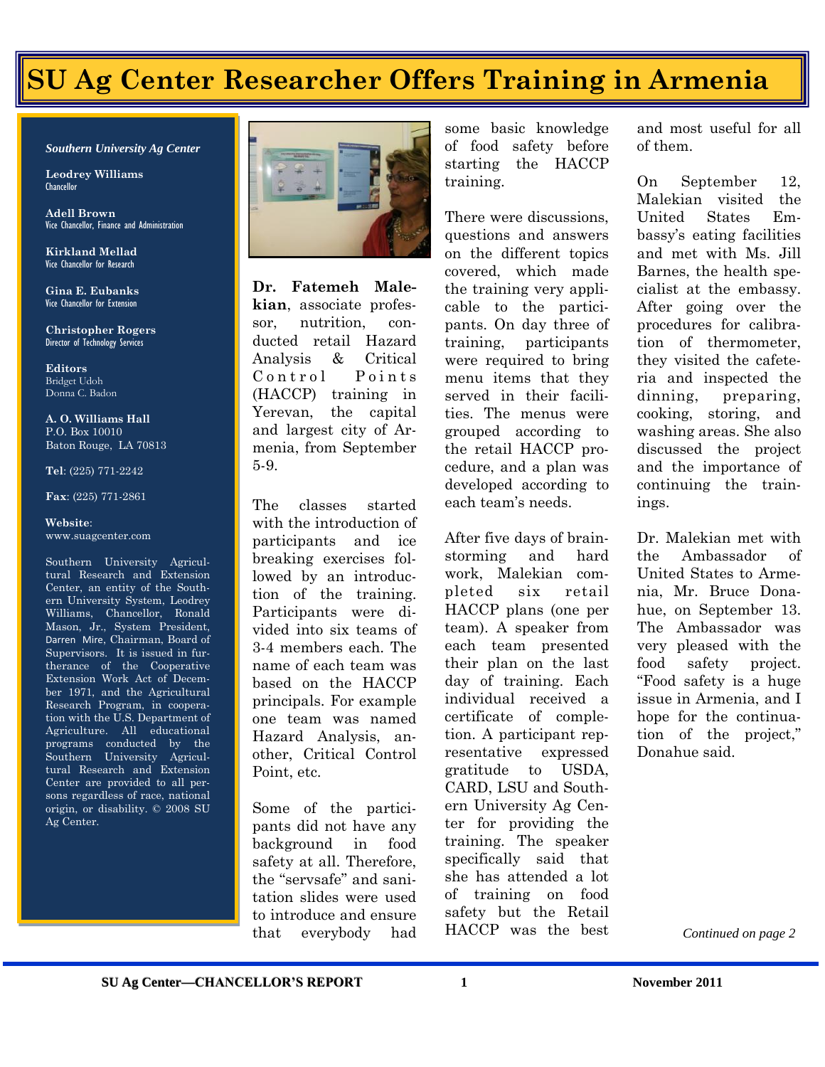# SU Ag Center Researcher Offers Training in Armenia

*Southern University Ag Center*

**Leodrey Williams**
Chancellor

**Adell Brown**
Vice Chancellor, Finance and Administration

**Kirkland Mellad**
Vice Chancellor for Research

**Gina E. Eubanks**
Vice Chancellor for Extension

**Christopher Rogers**
Director of Technology Services

**Editors**
Bridget Udoh
Donna C. Badon

**A. O. Williams Hall**
P.O. Box 10010
Baton Rouge, LA 70813

**Tel**: (225) 771-2242

**Fax**: (225) 771-2861

**Website**:
www.suagcenter.com

Southern University Agricultural Research and Extension Center, an entity of the Southern University System, Leodrey Williams, Chancellor, Ronald Mason, Jr., System President, Darren Mire, Chairman, Board of Supervisors. It is issued in furtherance of the Cooperative Extension Work Act of December 1971, and the Agricultural Research Program, in cooperation with the U.S. Department of Agriculture. All educational programs conducted by the Southern University Agricultural Research and Extension Center are provided to all persons regardless of race, national origin, or disability. © 2008 SU Ag Center.

**Dr. Fatemeh Malekian**, associate professor, nutrition, conducted retail Hazard Analysis & Critical Control Points (HACCP) training in Yerevan, the capital and largest city of Armenia, from September 5-9.

The classes started with the introduction of participants and ice breaking exercises followed by an introduction of the training. Participants were divided into six teams of 3-4 members each. The name of each team was based on the HACCP principals. For example one team was named Hazard Analysis, another, Critical Control Point, etc.

Some of the participants did not have any background in food safety at all. Therefore, the "servsafe" and sanitation slides were used to introduce and ensure that everybody had some basic knowledge of food safety before starting the HACCP training.

There were discussions, questions and answers on the different topics covered, which made the training very applicable to the participants. On day three of training, participants were required to bring menu items that they served in their facilities. The menus were grouped according to the retail HACCP procedure, and a plan was developed according to each team's needs.

After five days of brainstorming and hard work, Malekian completed six retail HACCP plans (one per team). A speaker from each team presented their plan on the last day of training. Each individual received a certificate of completion. A participant representative expressed gratitude to USDA, CARD, LSU and Southern University Ag Center for providing the training. The speaker specifically said that she has attended a lot of training on food safety but the Retail HACCP was the best and most useful for all of them.

On September 12, Malekian visited the United States Embassy's eating facilities and met with Ms. Jill Barnes, the health specialist at the embassy. After going over the procedures for calibration of thermometer, they visited the cafeteria and inspected the dinning, preparing, cooking, storing, and washing areas. She also discussed the project and the importance of continuing the trainings.

Dr. Malekian met with the Ambassador of United States to Armenia, Mr. Bruce Donahue, on September 13. The Ambassador was very pleased with the food safety project. "Food safety is a huge issue in Armenia, and I hope for the continuation of the project," Donahue said.

*Continued on page 2*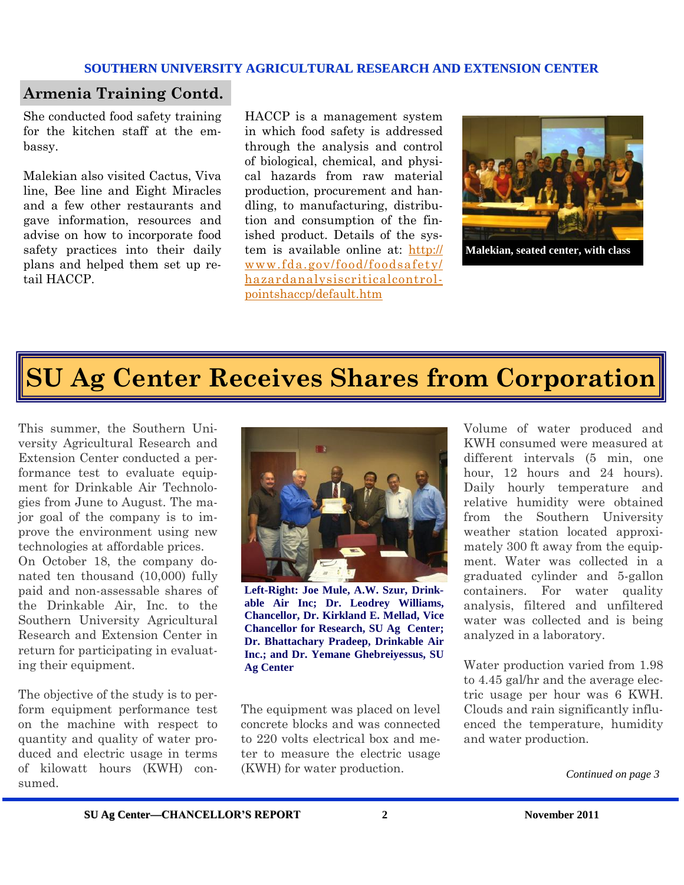## Armenia Training Contd.

She conducted food safety training for the kitchen staff at the embassy.

Malekian also visited Cactus, Viva line, Bee line and Eight Miracles and a few other restaurants and gave information, resources and advise on how to incorporate food safety practices into their daily plans and helped them set up retail HACCP.

HACCP is a management system in which food safety is addressed through the analysis and control of biological, chemical, and physical hazards from raw material production, procurement and handling, to manufacturing, distribution and consumption of the finished product. Details of the system is available online at: http://www.fda.gov/food/foodsafety/hazardanalysiscriticalcontrolpointshaccp/default.htm

Malekian, seated center, with class

# SU Ag Center Receives Shares from Corporation

This summer, the Southern University Agricultural Research and Extension Center conducted a performance test to evaluate equipment for Drinkable Air Technologies from June to August. The major goal of the company is to improve the environment using new technologies at affordable prices.

On October 18, the company donated ten thousand (10,000) fully paid and non-assessable shares of the Drinkable Air, Inc. to the Southern University Agricultural Research and Extension Center in return for participating in evaluating their equipment.

The objective of the study is to perform equipment performance test on the machine with respect to quantity and quality of water produced and electric usage in terms of kilowatt hours (KWH) consumed.

**Left-Right: Joe Mule, A.W. Szur, Drinkable Air Inc; Dr. Leodrey Williams, Chancellor, Dr. Kirkland E. Mellad, Vice Chancellor for Research, SU Ag Center; Dr. Bhattachary Pradeep, Drinkable Air Inc.; and Dr. Yemane Ghebreiyessus, SU Ag Center**

The equipment was placed on level concrete blocks and was connected to 220 volts electrical box and meter to measure the electric usage (KWH) for water production.

Volume of water produced and KWH consumed were measured at different intervals (5 min, one hour, 12 hours and 24 hours). Daily hourly temperature and relative humidity were obtained from the Southern University weather station located approximately 300 ft away from the equipment. Water was collected in a graduated cylinder and 5-gallon containers. For water quality analysis, filtered and unfiltered water was collected and is being analyzed in a laboratory.

Water production varied from 1.98 to 4.45 gal/hr and the average electric usage per hour was 6 KWH. Clouds and rain significantly influenced the temperature, humidity and water production.

*Continued on page 3*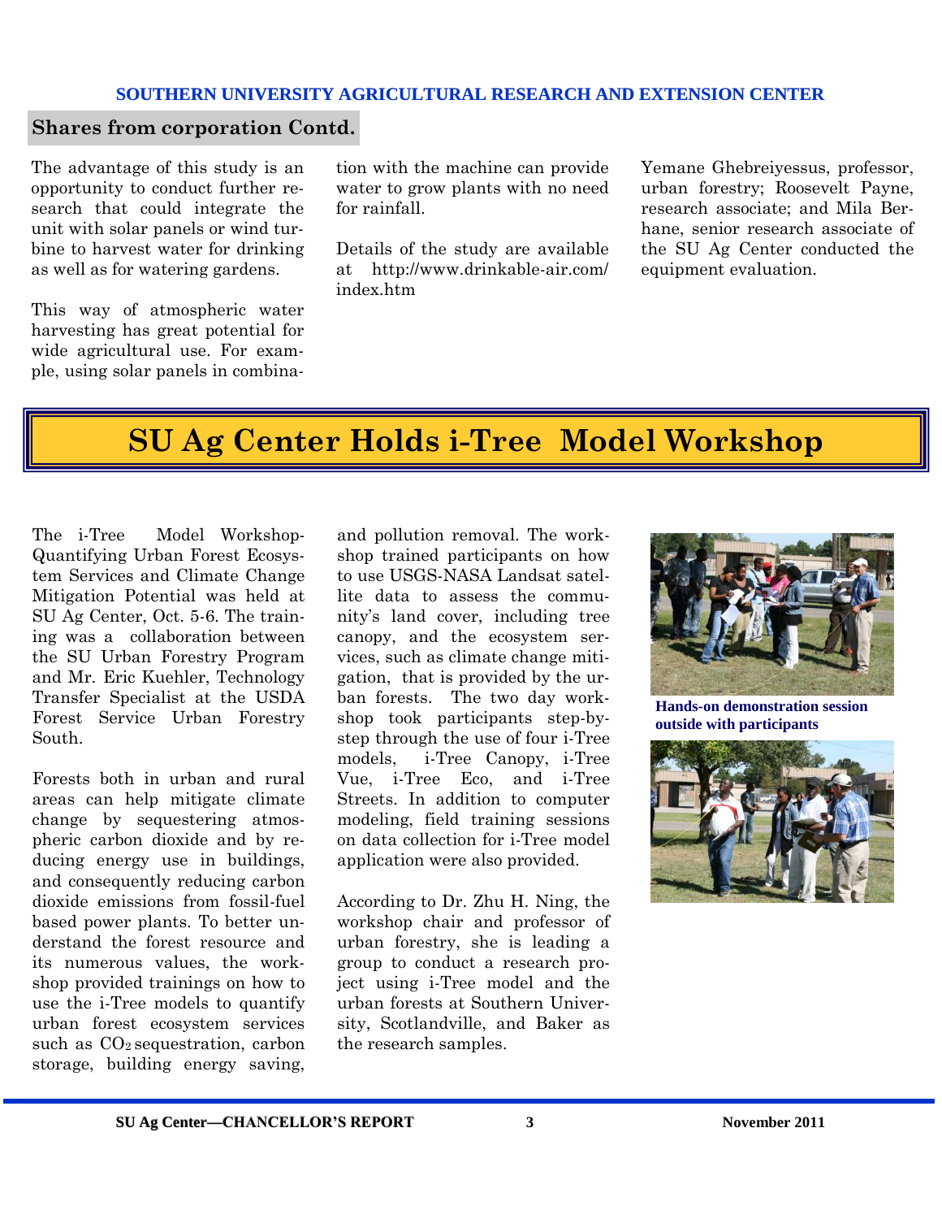## Shares from corporation Contd.

The advantage of this study is an opportunity to conduct further research that could integrate the unit with solar panels or wind turbine to harvest water for drinking as well as for watering gardens.

This way of atmospheric water harvesting has great potential for wide agricultural use. For example, using solar panels in combination with the machine can provide water to grow plants with no need for rainfall.

Details of the study are available at http://www.drinkable-air.com/index.htm

Yemane Ghebreiyessus, professor, urban forestry; Roosevelt Payne, research associate; and Mila Berhane, senior research associate of the SU Ag Center conducted the equipment evaluation.

# SU Ag Center Holds i-Tree Model Workshop

The i-Tree Model Workshop-Quantifying Urban Forest Ecosystem Services and Climate Change Mitigation Potential was held at SU Ag Center, Oct. 5-6. The training was a collaboration between the SU Urban Forestry Program and Mr. Eric Kuehler, Technology Transfer Specialist at the USDA Forest Service Urban Forestry South.

Forests both in urban and rural areas can help mitigate climate change by sequestering atmospheric carbon dioxide and by reducing energy use in buildings, and consequently reducing carbon dioxide emissions from fossil-fuel based power plants. To better understand the forest resource and its numerous values, the workshop provided trainings on how to use the i-Tree models to quantify urban forest ecosystem services such as $CO_2$ sequestration, carbon storage, building energy saving, and pollution removal. The workshop trained participants on how to use USGS-NASA Landsat satellite data to assess the community's land cover, including tree canopy, and the ecosystem services, such as climate change mitigation, that is provided by the urban forests. The two day workshop took participants step-by-step through the use of four i-Tree models, i-Tree Canopy, i-Tree Vue, i-Tree Eco, and i-Tree Streets. In addition to computer modeling, field training sessions on data collection for i-Tree model application were also provided.

According to Dr. Zhu H. Ning, the workshop chair and professor of urban forestry, she is leading a group to conduct a research project using i-Tree model and the urban forests at Southern University, Scotlandville, and Baker as the research samples.

**Hands-on demonstration session outside with participants**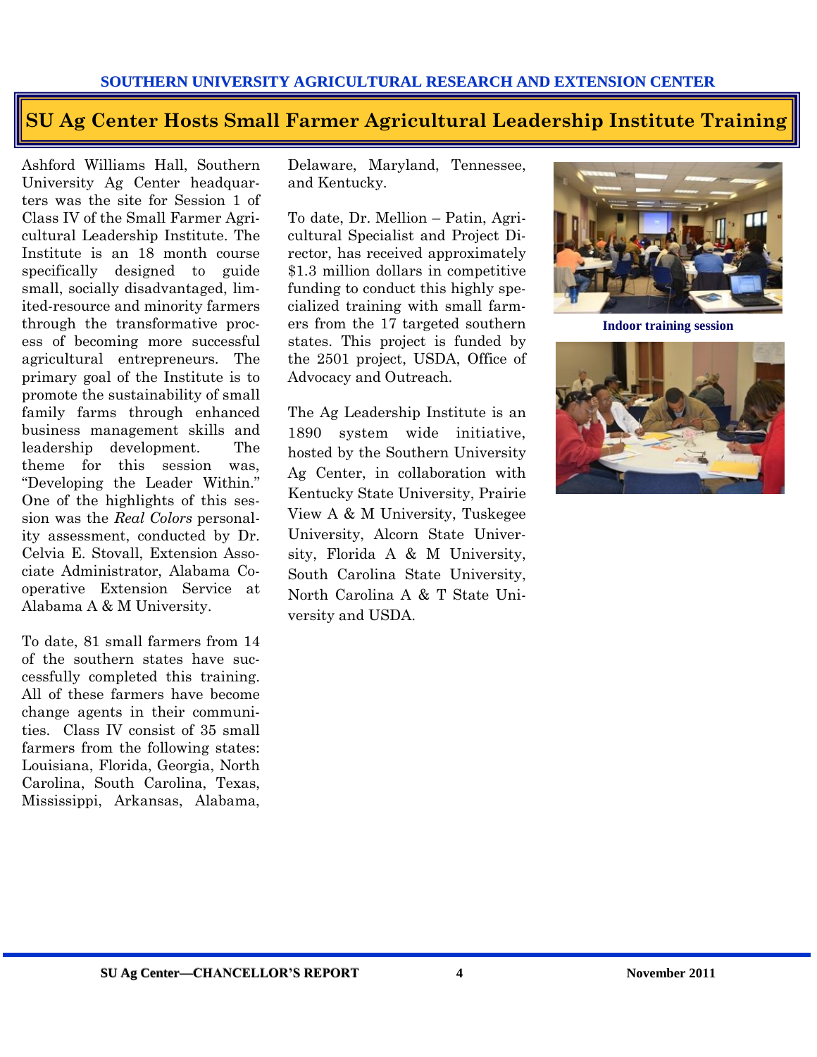# SU Ag Center Hosts Small Farmer Agricultural Leadership Institute Training

Ashford Williams Hall, Southern University Ag Center headquarters was the site for Session 1 of Class IV of the Small Farmer Agricultural Leadership Institute. The Institute is an 18 month course specifically designed to guide small, socially disadvantaged, limited-resource and minority farmers through the transformative process of becoming more successful agricultural entrepreneurs. The primary goal of the Institute is to promote the sustainability of small family farms through enhanced business management skills and leadership development. The theme for this session was, "Developing the Leader Within." One of the highlights of this session was the *Real Colors* personality assessment, conducted by Dr. Celvia E. Stovall, Extension Associate Administrator, Alabama Cooperative Extension Service at Alabama A & M University.

To date, 81 small farmers from 14 of the southern states have successfully completed this training. All of these farmers have become change agents in their communities. Class IV consist of 35 small farmers from the following states: Louisiana, Florida, Georgia, North Carolina, South Carolina, Texas, Mississippi, Arkansas, Alabama, Delaware, Maryland, Tennessee, and Kentucky.

To date, Dr. Mellion – Patin, Agricultural Specialist and Project Director, has received approximately $1.3 million dollars in competitive funding to conduct this highly specialized training with small farmers from the 17 targeted southern states. This project is funded by the 2501 project, USDA, Office of Advocacy and Outreach.

The Ag Leadership Institute is an 1890 system wide initiative, hosted by the Southern University Ag Center, in collaboration with Kentucky State University, Prairie View A & M University, Tuskegee University, Alcorn State University, Florida A & M University, South Carolina State University, North Carolina A & T State University and USDA.

Indoor training session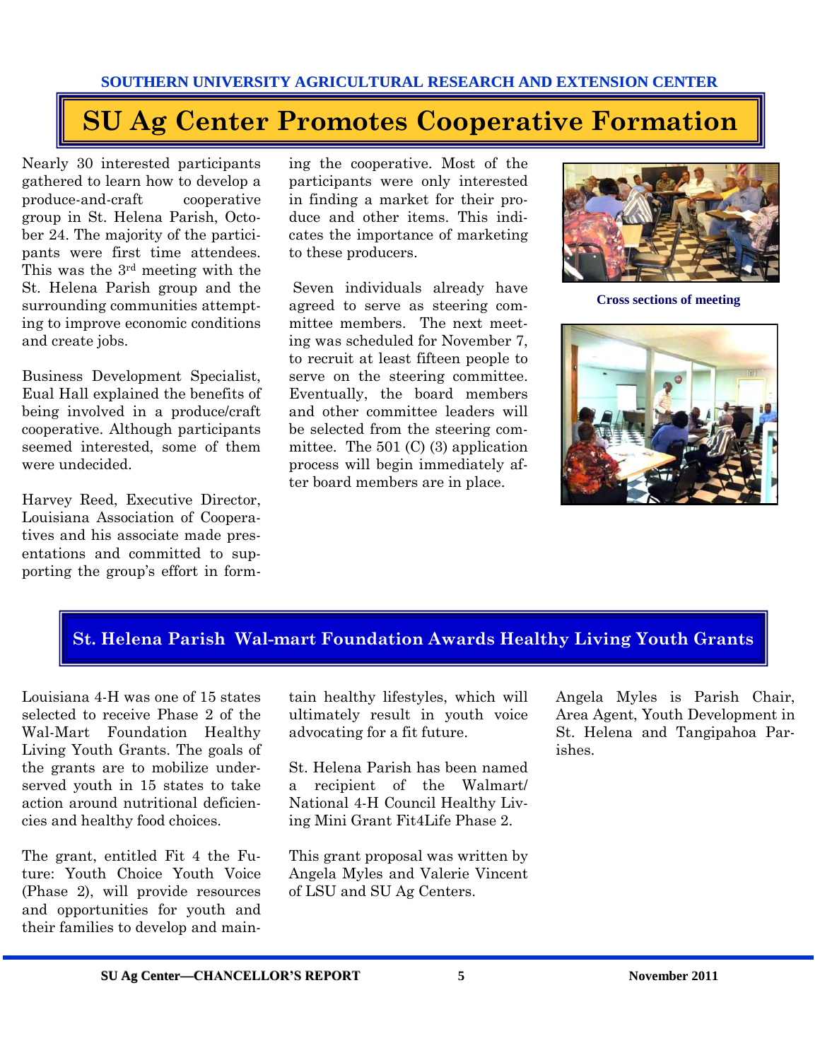SOUTHERN UNIVERSITY AGRICULTURAL RESEARCH AND EXTENSION CENTER

# SU Ag Center Promotes Cooperative Formation

Nearly 30 interested participants gathered to learn how to develop a produce-and-craft cooperative group in St. Helena Parish, October 24. The majority of the participants were first time attendees. This was the 3rd meeting with the St. Helena Parish group and the surrounding communities attempting to improve economic conditions and create jobs.

Business Development Specialist, Eual Hall explained the benefits of being involved in a produce/craft cooperative. Although participants seemed interested, some of them were undecided.

Harvey Reed, Executive Director, Louisiana Association of Cooperatives and his associate made presentations and committed to supporting the group's effort in forming the cooperative. Most of the participants were only interested in finding a market for their produce and other items. This indicates the importance of marketing to these producers.

Seven individuals already have agreed to serve as steering committee members. The next meeting was scheduled for November 7, to recruit at least fifteen people to serve on the steering committee. Eventually, the board members and other committee leaders will be selected from the steering committee. The 501 (C) (3) application process will begin immediately after board members are in place.

**Cross sections of meeting**

## St. Helena Parish Wal-mart Foundation Awards Healthy Living Youth Grants

Louisiana 4-H was one of 15 states selected to receive Phase 2 of the Wal-Mart Foundation Healthy Living Youth Grants. The goals of the grants are to mobilize underserved youth in 15 states to take action around nutritional deficiencies and healthy food choices.

The grant, entitled Fit 4 the Future: Youth Choice Youth Voice (Phase 2), will provide resources and opportunities for youth and their families to develop and maintain healthy lifestyles, which will ultimately result in youth voice advocating for a fit future.

St. Helena Parish has been named a recipient of the Walmart/ National 4-H Council Healthy Living Mini Grant Fit4Life Phase 2.

This grant proposal was written by Angela Myles and Valerie Vincent of LSU and SU Ag Centers.

Angela Myles is Parish Chair, Area Agent, Youth Development in St. Helena and Tangipahoa Parishes.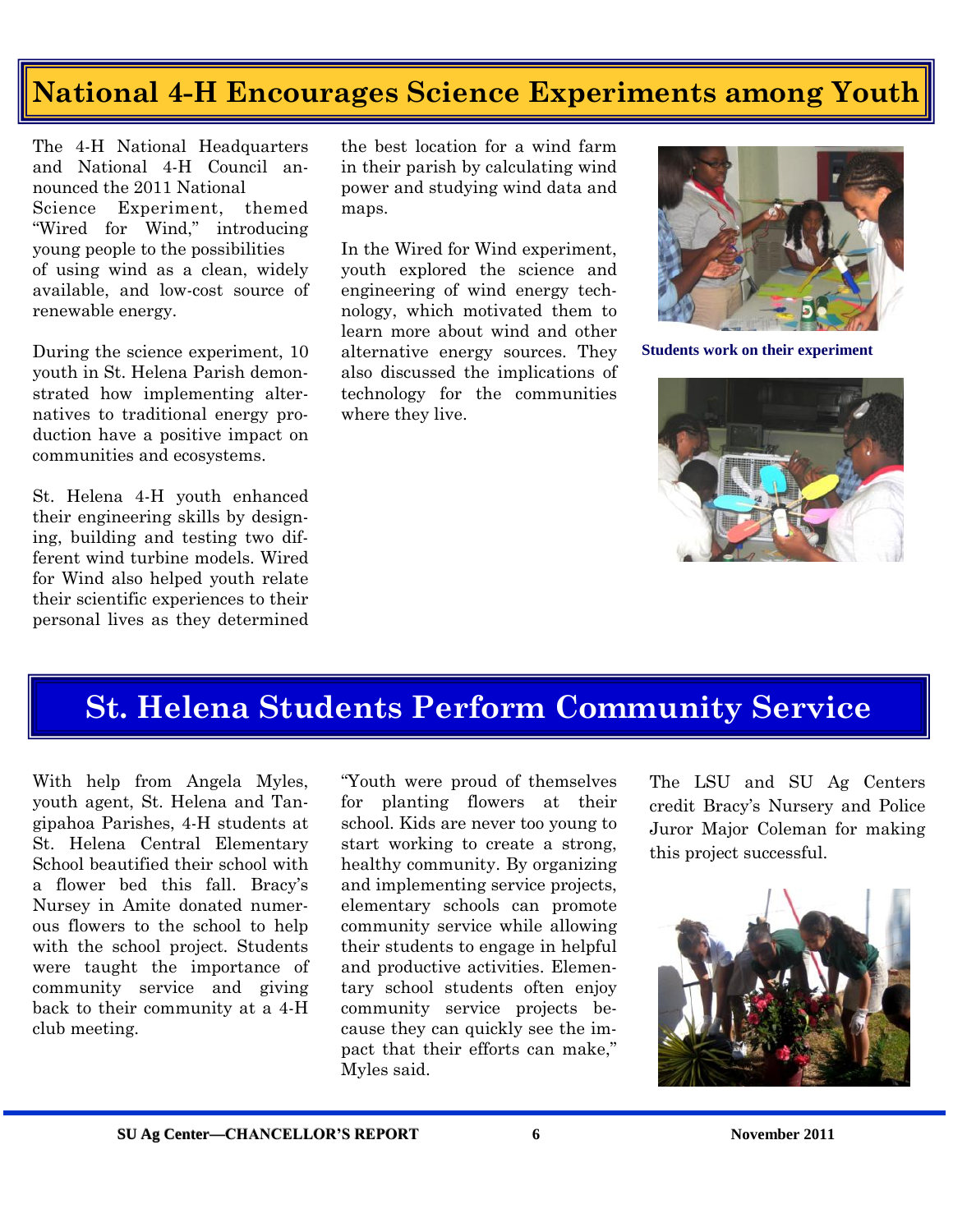# National 4-H Encourages Science Experiments among Youth

The 4-H National Headquarters and National 4-H Council announced the 2011 National Science Experiment, themed "Wired for Wind," introducing young people to the possibilities of using wind as a clean, widely available, and low-cost source of renewable energy.

During the science experiment, 10 youth in St. Helena Parish demonstrated how implementing alternatives to traditional energy production have a positive impact on communities and ecosystems.

St. Helena 4-H youth enhanced their engineering skills by designing, building and testing two different wind turbine models. Wired for Wind also helped youth relate their scientific experiences to their personal lives as they determined the best location for a wind farm in their parish by calculating wind power and studying wind data and maps.

In the Wired for Wind experiment, youth explored the science and engineering of wind energy technology, which motivated them to learn more about wind and other alternative energy sources. They also discussed the implications of technology for the communities where they live.

**Students work on their experiment**

# St. Helena Students Perform Community Service

With help from Angela Myles, youth agent, St. Helena and Tangipahoa Parishes, 4-H students at St. Helena Central Elementary School beautified their school with a flower bed this fall. Bracy's Nursey in Amite donated numerous flowers to the school to help with the school project. Students were taught the importance of community service and giving back to their community at a 4-H club meeting.

"Youth were proud of themselves for planting flowers at their school. Kids are never too young to start working to create a strong, healthy community. By organizing and implementing service projects, elementary schools can promote community service while allowing their students to engage in helpful and productive activities. Elementary school students often enjoy community service projects because they can quickly see the impact that their efforts can make," Myles said.

The LSU and SU Ag Centers credit Bracy's Nursery and Police Juror Major Coleman for making this project successful.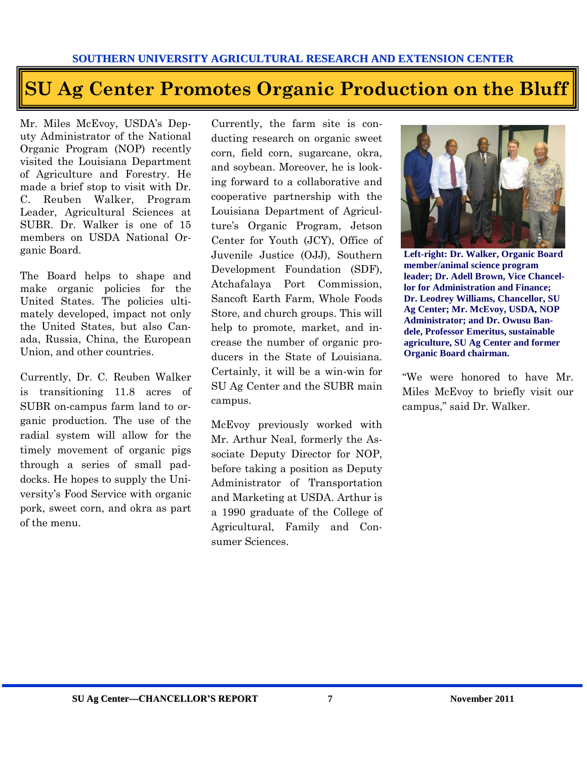SOUTHERN UNIVERSITY AGRICULTURAL RESEARCH AND EXTENSION CENTER

# SU Ag Center Promotes Organic Production on the Bluff

Mr. Miles McEvoy, USDA's Deputy Administrator of the National Organic Program (NOP) recently visited the Louisiana Department of Agriculture and Forestry. He made a brief stop to visit with Dr. C. Reuben Walker, Program Leader, Agricultural Sciences at SUBR. Dr. Walker is one of 15 members on USDA National Organic Board.

The Board helps to shape and make organic policies for the United States. The policies ultimately developed, impact not only the United States, but also Canada, Russia, China, the European Union, and other countries.

Currently, Dr. C. Reuben Walker is transitioning 11.8 acres of SUBR on-campus farm land to organic production. The use of the radial system will allow for the timely movement of organic pigs through a series of small paddocks. He hopes to supply the University's Food Service with organic pork, sweet corn, and okra as part of the menu.

Currently, the farm site is conducting research on organic sweet corn, field corn, sugarcane, okra, and soybean. Moreover, he is looking forward to a collaborative and cooperative partnership with the Louisiana Department of Agriculture's Organic Program, Jetson Center for Youth (JCY), Office of Juvenile Justice (OJJ), Southern Development Foundation (SDF), Atchafalaya Port Commission, Sancoft Earth Farm, Whole Foods Store, and church groups. This will help to promote, market, and increase the number of organic producers in the State of Louisiana. Certainly, it will be a win-win for SU Ag Center and the SUBR main campus.

McEvoy previously worked with Mr. Arthur Neal, formerly the Associate Deputy Director for NOP, before taking a position as Deputy Administrator of Transportation and Marketing at USDA. Arthur is a 1990 graduate of the College of Agricultural, Family and Consumer Sciences.

**Left-right: Dr. Walker, Organic Board member/animal science program leader; Dr. Adell Brown, Vice Chancellor for Administration and Finance; Dr. Leodrey Williams, Chancellor, SU Ag Center; Mr. McEvoy, USDA, NOP Administrator; and Dr. Owusu Bandele, Professor Emeritus, sustainable agriculture, SU Ag Center and former Organic Board chairman.**

"We were honored to have Mr. Miles McEvoy to briefly visit our campus," said Dr. Walker.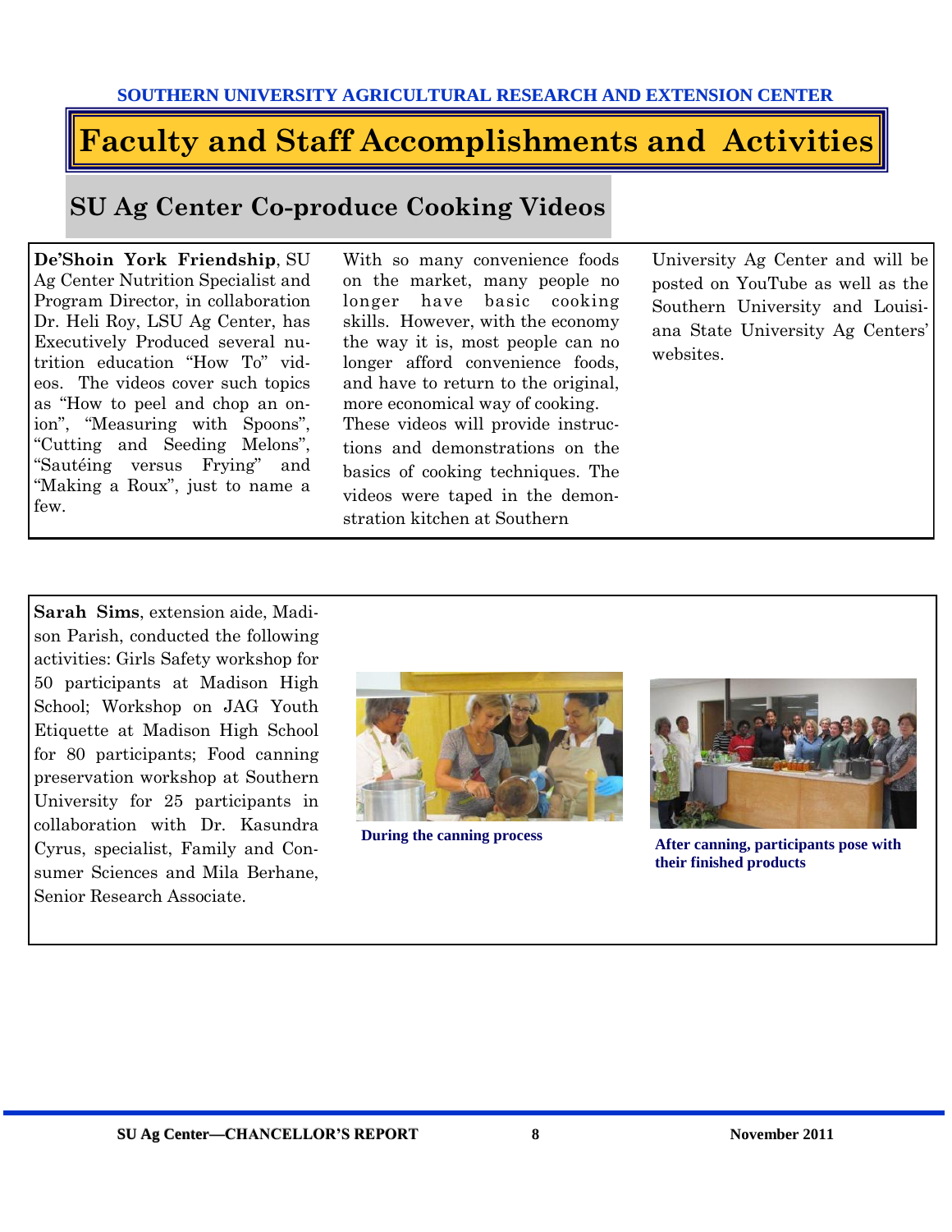# Faculty and Staff Accomplishments and Activities

## SU Ag Center Co-produce Cooking Videos

**De'Shoin York Friendship**, SU Ag Center Nutrition Specialist and Program Director, in collaboration Dr. Heli Roy, LSU Ag Center, has Executively Produced several nutrition education "How To" videos. The videos cover such topics as "How to peel and chop an onion", "Measuring with Spoons", "Cutting and Seeding Melons", "Sautéing versus Frying" and "Making a Roux", just to name a few.

With so many convenience foods on the market, many people no longer have basic cooking skills. However, with the economy the way it is, most people can no longer afford convenience foods, and have to return to the original, more economical way of cooking. These videos will provide instructions and demonstrations on the basics of cooking techniques. The videos were taped in the demonstration kitchen at Southern University Ag Center and will be posted on YouTube as well as the Southern University and Louisiana State University Ag Centers' websites.

---

**Sarah Sims**, extension aide, Madison Parish, conducted the following activities: Girls Safety workshop for 50 participants at Madison High School; Workshop on JAG Youth Etiquette at Madison High School for 80 participants; Food canning preservation workshop at Southern University for 25 participants in collaboration with Dr. Kasundra Cyrus, specialist, Family and Consumer Sciences and Mila Berhane, Senior Research Associate.

**During the canning process**

**After canning, participants pose with their finished products**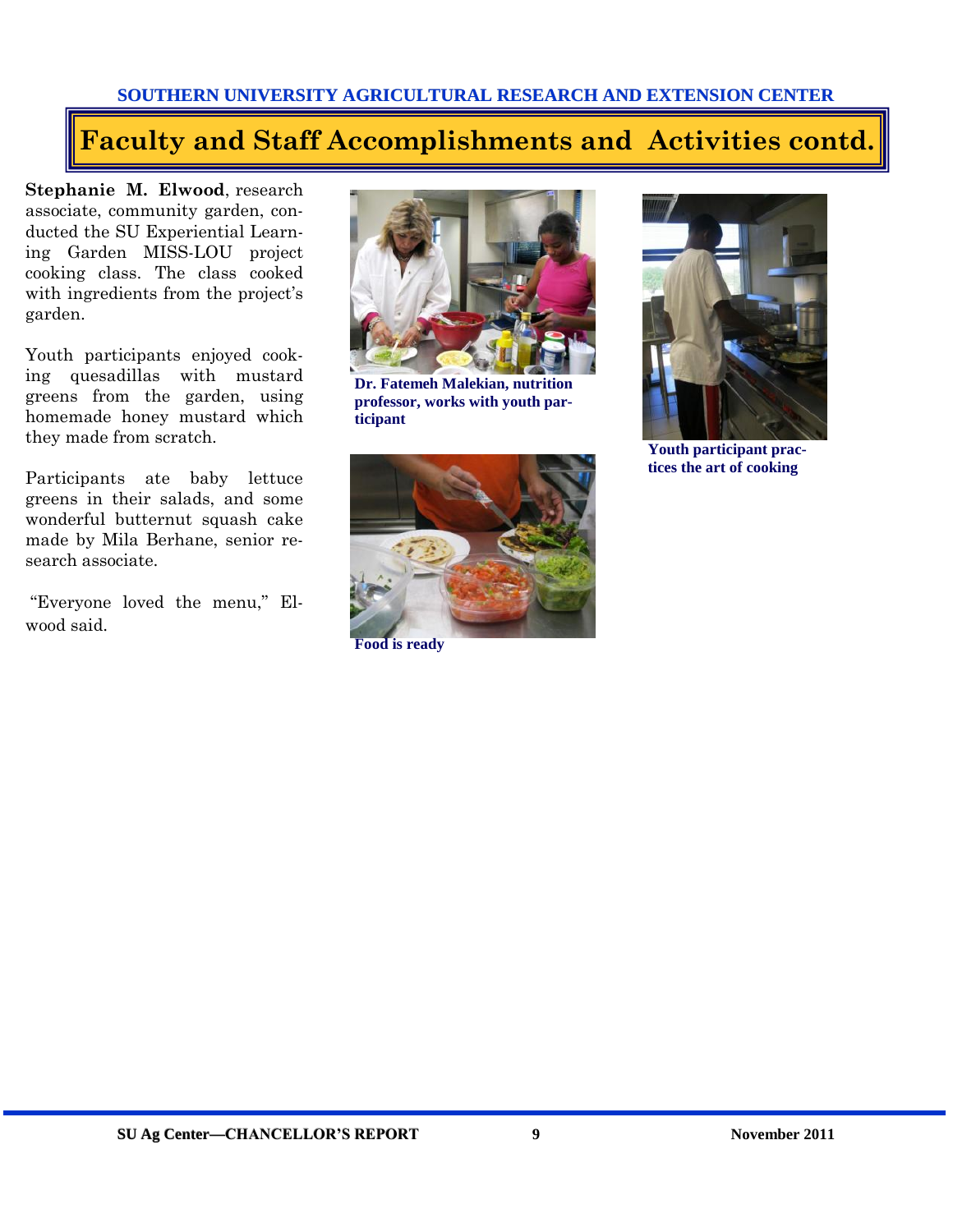# Faculty and Staff Accomplishments and Activities contd.

**Stephanie M. Elwood**, research associate, community garden, conducted the SU Experiential Learning Garden MISS-LOU project cooking class. The class cooked with ingredients from the project's garden.

Youth participants enjoyed cooking quesadillas with mustard greens from the garden, using homemade honey mustard which they made from scratch.

Participants ate baby lettuce greens in their salads, and some wonderful butternut squash cake made by Mila Berhane, senior research associate.

"Everyone loved the menu," Elwood said.

**Dr. Fatemeh Malekian, nutrition professor, works with youth participant**

**Food is ready**

**Youth participant practices the art of cooking**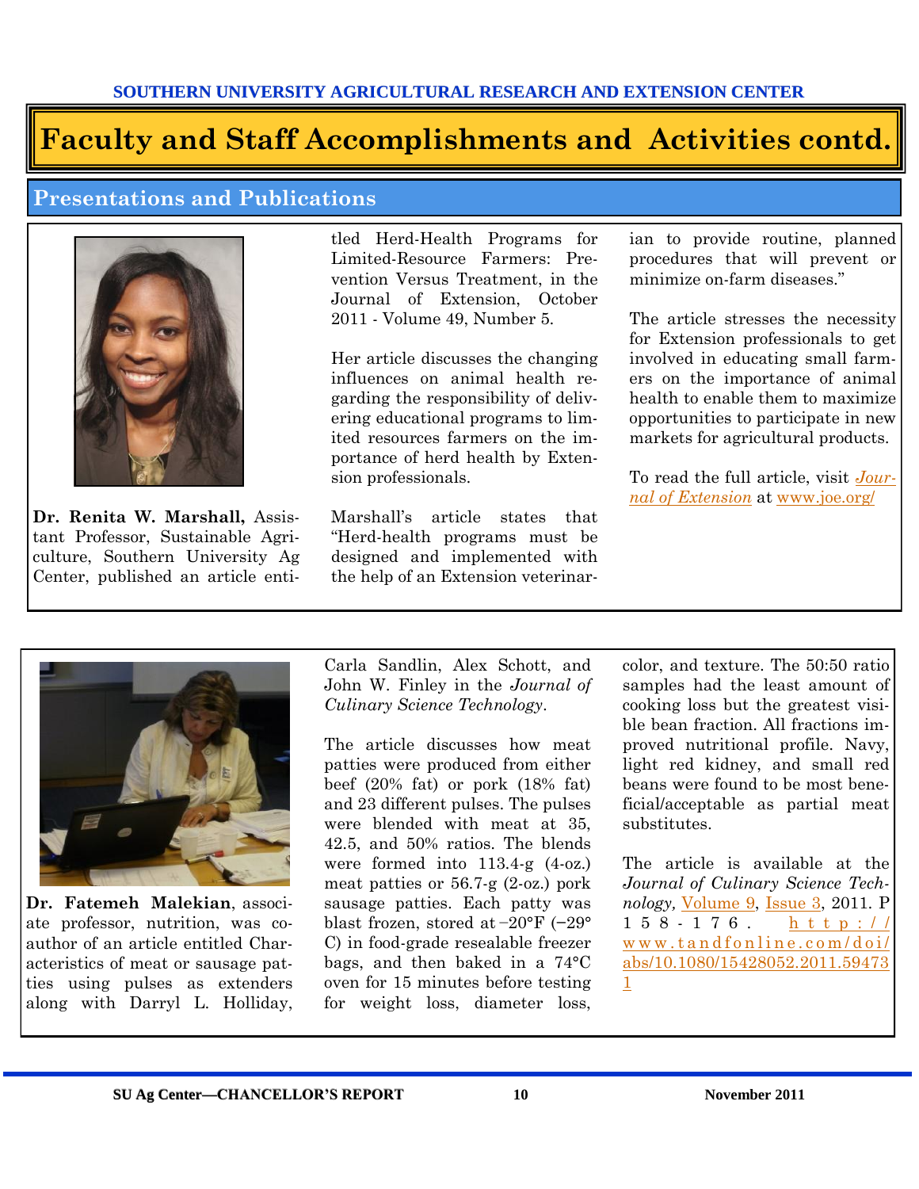# Faculty and Staff Accomplishments and Activities contd.

## Presentations and Publications

**Dr. Renita W. Marshall,** Assistant Professor, Sustainable Agriculture, Southern University Ag Center, published an article entitled Herd-Health Programs for Limited-Resource Farmers: Prevention Versus Treatment, in the Journal of Extension, October 2011 - Volume 49, Number 5.

Her article discusses the changing influences on animal health regarding the responsibility of delivering educational programs to limited resources farmers on the importance of herd health by Extension professionals.

Marshall's article states that "Herd-health programs must be designed and implemented with the help of an Extension veterinarian to provide routine, planned procedures that will prevent or minimize on-farm diseases."

The article stresses the necessity for Extension professionals to get involved in educating small farmers on the importance of animal health to enable them to maximize opportunities to participate in new markets for agricultural products.

To read the full article, visit *Journal of Extension* at www.joe.org/

**Dr. Fatemeh Malekian**, associate professor, nutrition, was co-author of an article entitled Characteristics of meat or sausage patties using pulses as extenders along with Darryl L. Holliday, Carla Sandlin, Alex Schott, and John W. Finley in the *Journal of Culinary Science Technology*.

The article discusses how meat patties were produced from either beef (20% fat) or pork (18% fat) and 23 different pulses. The pulses were blended with meat at 35, 42.5, and 50% ratios. The blends were formed into 113.4-g (4-oz.) meat patties or 56.7-g (2-oz.) pork sausage patties. Each patty was blast frozen, stored at −20°F (−29° C) in food-grade resealable freezer bags, and then baked in a 74°C oven for 15 minutes before testing for weight loss, diameter loss, color, and texture. The 50:50 ratio samples had the least amount of cooking loss but the greatest visible bean fraction. All fractions improved nutritional profile. Navy, light red kidney, and small red beans were found to be most beneficial/acceptable as partial meat substitutes.

The article is available at the *Journal of Culinary Science Technology,* Volume 9, Issue 3, 2011. P 158-176. http://www.tandfonline.com/doi/abs/10.1080/15428052.2011.594731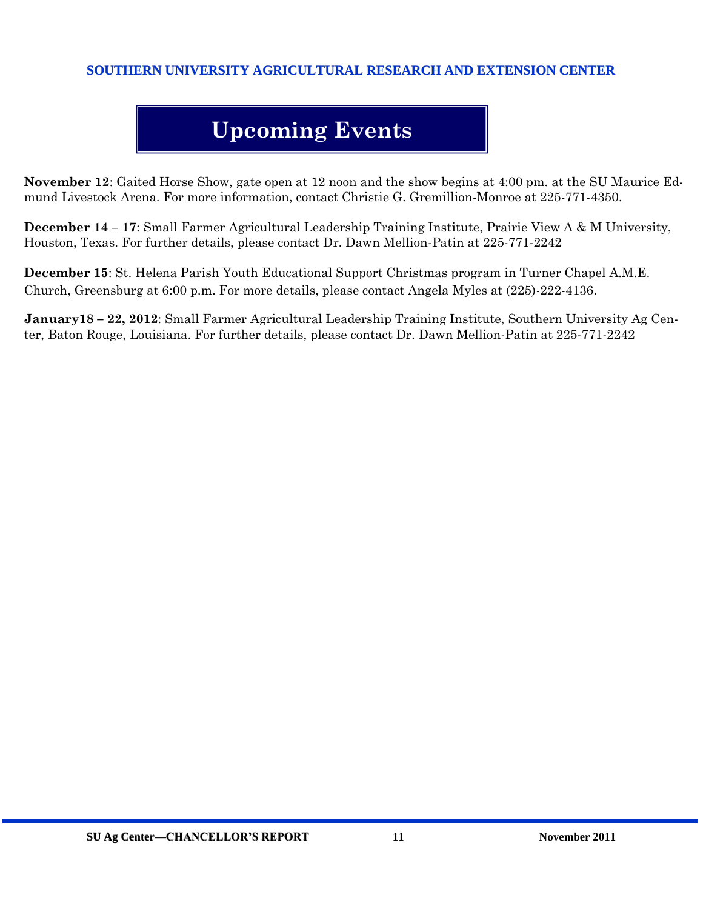SOUTHERN UNIVERSITY AGRICULTURAL RESEARCH AND EXTENSION CENTER

# Upcoming Events

**November 12**: Gaited Horse Show, gate open at 12 noon and the show begins at 4:00 pm. at the SU Maurice Edmund Livestock Arena. For more information, contact Christie G. Gremillion-Monroe at 225-771-4350.

**December 14 – 17**: Small Farmer Agricultural Leadership Training Institute, Prairie View A & M University, Houston, Texas. For further details, please contact Dr. Dawn Mellion-Patin at 225-771-2242

**December 15**: St. Helena Parish Youth Educational Support Christmas program in Turner Chapel A.M.E. Church, Greensburg at 6:00 p.m. For more details, please contact Angela Myles at (225)-222-4136.

**January18 – 22, 2012**: Small Farmer Agricultural Leadership Training Institute, Southern University Ag Center, Baton Rouge, Louisiana. For further details, please contact Dr. Dawn Mellion-Patin at 225-771-2242